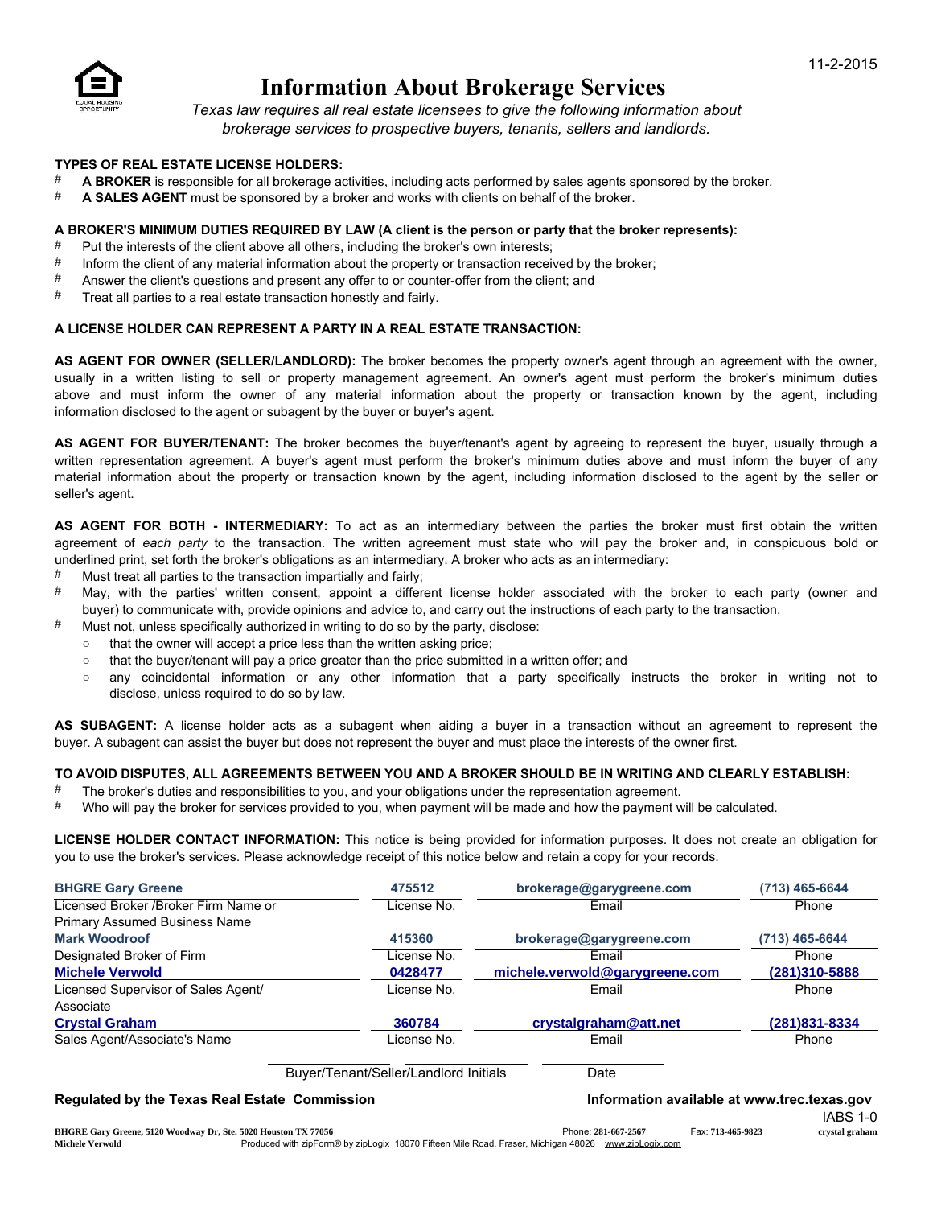11-2-2015

# Information About Brokerage Services

*Texas law requires all real estate licensees to give the following information about brokerage services to prospective buyers, tenants, sellers and landlords.*

**TYPES OF REAL ESTATE LICENSE HOLDERS:**

- **A BROKER** is responsible for all brokerage activities, including acts performed by sales agents sponsored by the broker.
- **A SALES AGENT** must be sponsored by a broker and works with clients on behalf of the broker.

**A BROKER'S MINIMUM DUTIES REQUIRED BY LAW (A client is the person or party that the broker represents):**

- Put the interests of the client above all others, including the broker's own interests;
- Inform the client of any material information about the property or transaction received by the broker;
- Answer the client's questions and present any offer to or counter-offer from the client; and
- Treat all parties to a real estate transaction honestly and fairly.

**A LICENSE HOLDER CAN REPRESENT A PARTY IN A REAL ESTATE TRANSACTION:**

**AS AGENT FOR OWNER (SELLER/LANDLORD):** The broker becomes the property owner's agent through an agreement with the owner, usually in a written listing to sell or property management agreement. An owner's agent must perform the broker's minimum duties above and must inform the owner of any material information about the property or transaction known by the agent, including information disclosed to the agent or subagent by the buyer or buyer's agent.

**AS AGENT FOR BUYER/TENANT:** The broker becomes the buyer/tenant's agent by agreeing to represent the buyer, usually through a written representation agreement. A buyer's agent must perform the broker's minimum duties above and must inform the buyer of any material information about the property or transaction known by the agent, including information disclosed to the agent by the seller or seller's agent.

**AS AGENT FOR BOTH - INTERMEDIARY:** To act as an intermediary between the parties the broker must first obtain the written agreement of *each party* to the transaction. The written agreement must state who will pay the broker and, in conspicuous bold or underlined print, set forth the broker's obligations as an intermediary. A broker who acts as an intermediary:

- Must treat all parties to the transaction impartially and fairly;
- May, with the parties' written consent, appoint a different license holder associated with the broker to each party (owner and buyer) to communicate with, provide opinions and advice to, and carry out the instructions of each party to the transaction.
- Must not, unless specifically authorized in writing to do so by the party, disclose:
  - that the owner will accept a price less than the written asking price;
  - that the buyer/tenant will pay a price greater than the price submitted in a written offer; and
  - any coincidental information or any other information that a party specifically instructs the broker in writing not to disclose, unless required to do so by law.

**AS SUBAGENT:** A license holder acts as a subagent when aiding a buyer in a transaction without an agreement to represent the buyer. A subagent can assist the buyer but does not represent the buyer and must place the interests of the owner first.

**TO AVOID DISPUTES, ALL AGREEMENTS BETWEEN YOU AND A BROKER SHOULD BE IN WRITING AND CLEARLY ESTABLISH:**

- The broker's duties and responsibilities to you, and your obligations under the representation agreement.
- Who will pay the broker for services provided to you, when payment will be made and how the payment will be calculated.

**LICENSE HOLDER CONTACT INFORMATION:** This notice is being provided for information purposes. It does not create an obligation for you to use the broker's services. Please acknowledge receipt of this notice below and retain a copy for your records.

| Name | License No. | Email | Phone |
|---|---|---|---|
| **BHGRE Gary Greene** | 475512 | brokerage@garygreene.com | (713) 465-6644 |
| *Licensed Broker /Broker Firm Name or Primary Assumed Business Name* | | | |
| **Mark Woodroof** | 415360 | brokerage@garygreene.com | (713) 465-6644 |
| *Designated Broker of Firm* | | | |
| **Michele Verwold** | 0428477 | michele.verwold@garygreene.com | (281)310-5888 |
| *Licensed Supervisor of Sales Agent/ Associate* | | | |
| **Crystal Graham** | 360784 | crystalgraham@att.net | (281)831-8334 |
| *Sales Agent/Associate's Name* | | | |

Buyer/Tenant/Seller/Landlord Initials ____________ Date ____________

**Regulated by the Texas Real Estate Commission** — **Information available at www.trec.texas.gov**

IABS 1-0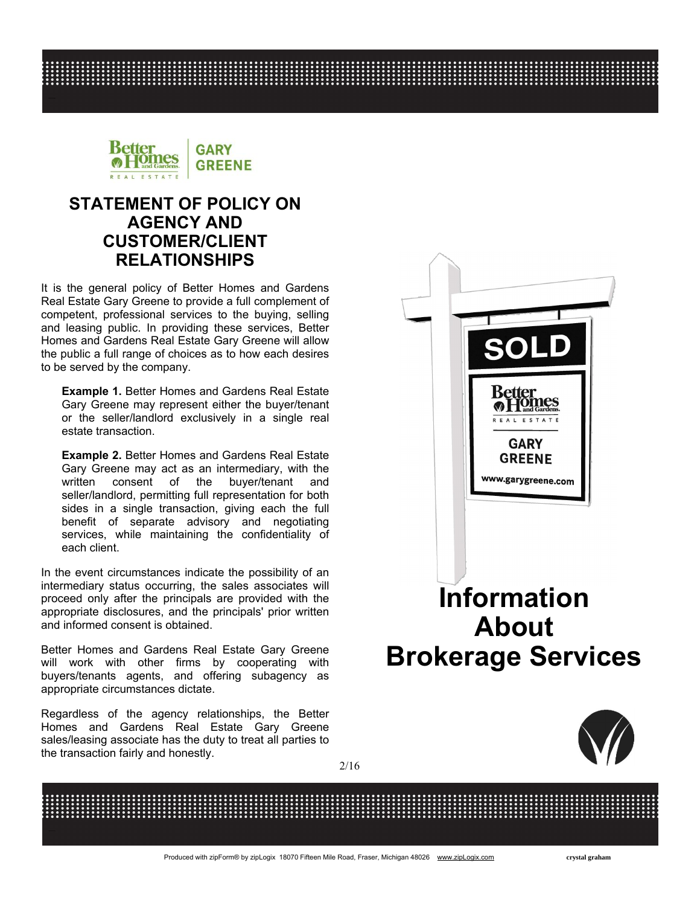## STATEMENT OF POLICY ON AGENCY AND CUSTOMER/CLIENT RELATIONSHIPS

It is the general policy of Better Homes and Gardens Real Estate Gary Greene to provide a full complement of competent, professional services to the buying, selling and leasing public. In providing these services, Better Homes and Gardens Real Estate Gary Greene will allow the public a full range of choices as to how each desires to be served by the company.

**Example 1.** Better Homes and Gardens Real Estate Gary Greene may represent either the buyer/tenant or the seller/landlord exclusively in a single real estate transaction.

**Example 2.** Better Homes and Gardens Real Estate Gary Greene may act as an intermediary, with the written consent of the buyer/tenant and seller/landlord, permitting full representation for both sides in a single transaction, giving each the full benefit of separate advisory and negotiating services, while maintaining the confidentiality of each client.

In the event circumstances indicate the possibility of an intermediary status occurring, the sales associates will proceed only after the principals are provided with the appropriate disclosures, and the principals' prior written and informed consent is obtained.

Better Homes and Gardens Real Estate Gary Greene will work with other firms by cooperating with buyers/tenants agents, and offering subagency as appropriate circumstances dictate.

Regardless of the agency relationships, the Better Homes and Gardens Real Estate Gary Greene sales/leasing associate has the duty to treat all parties to the transaction fairly and honestly.

# Information About Brokerage Services